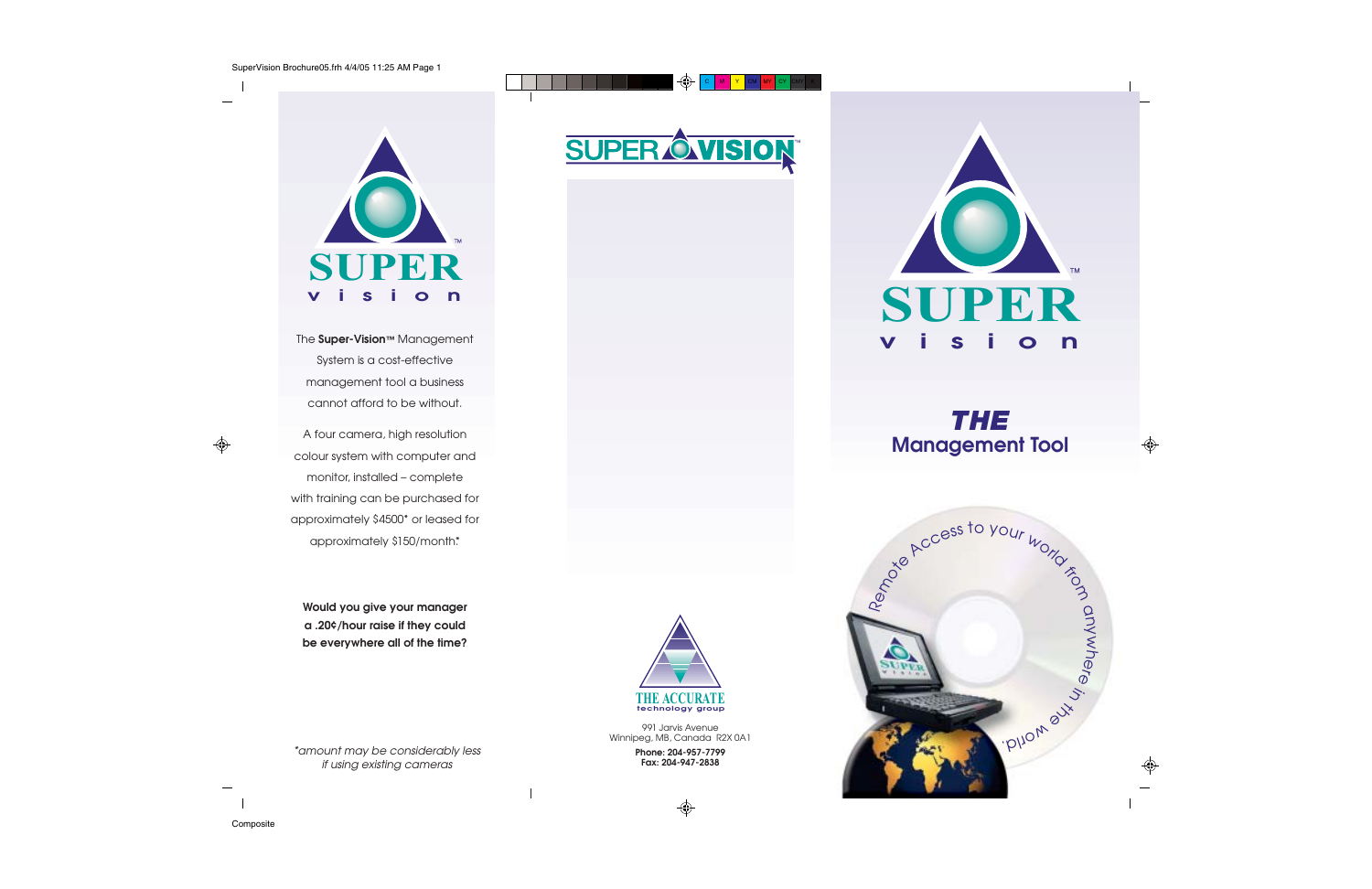# SUPER vision™

The **Super-Vision™** Management System is a cost-effective management tool a business cannot afford to be without.

A four camera, high resolution colour system with computer and monitor, installed – complete with training can be purchased for approximately $4500* or leased for approximately $150/month*.

**Would you give your manager a .20¢/hour raise if they could be everywhere all of the time?**

*\*amount may be considerably less if using existing cameras*

SUPER VISION™

THE ACCURATE technology group

991 Jarvis Avenue
Winnipeg, MB, Canada R2X 0A1

**Phone: 204-957-7799**
**Fax: 204-947-2838**

# SUPER vision™

## *THE* Management Tool

Remote Access to your world from anywhere in the world.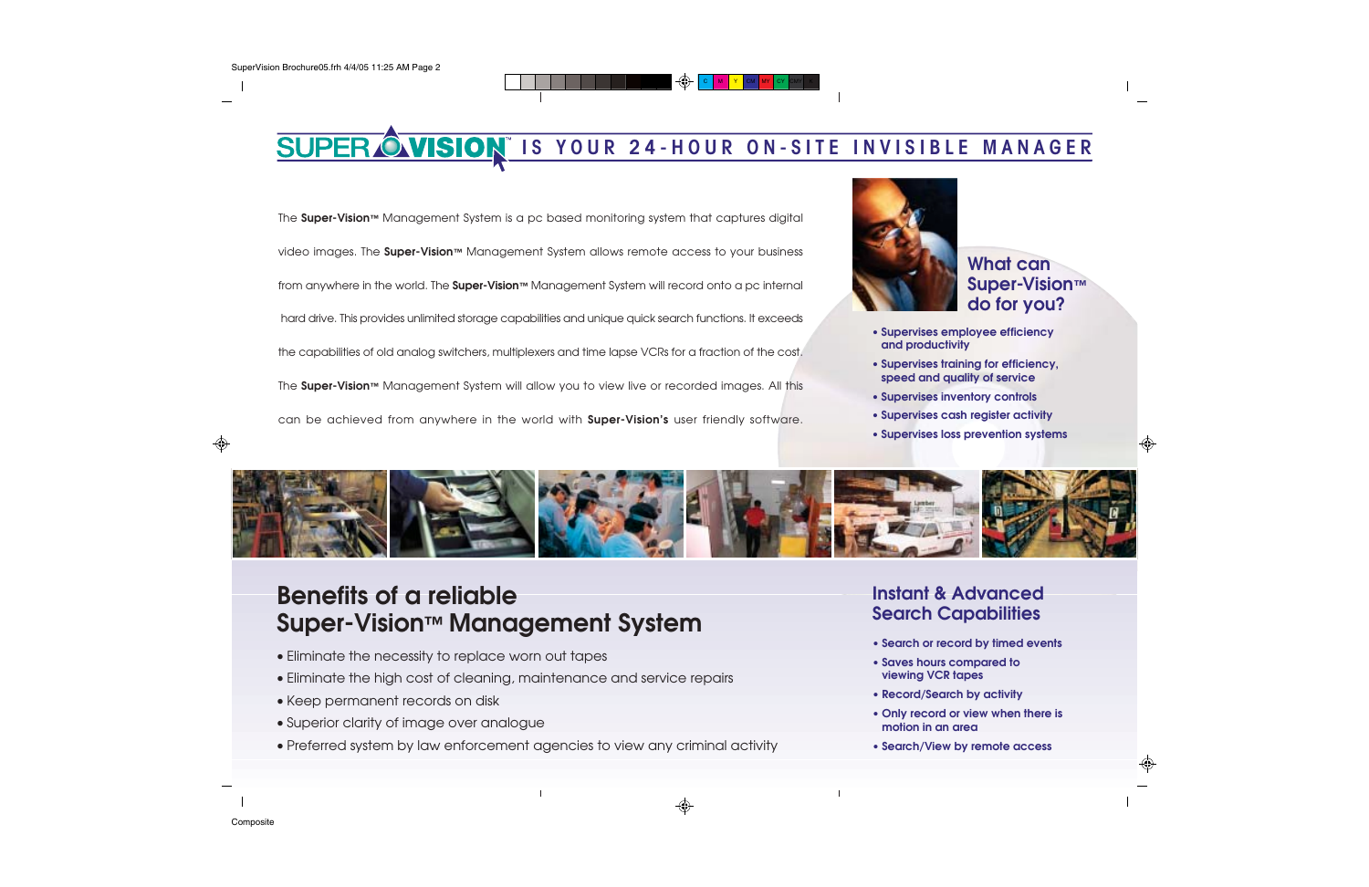# SUPER-VISION™ IS YOUR 24-HOUR ON-SITE INVISIBLE MANAGER

The **Super-Vision™** Management System is a pc based monitoring system that captures digital video images. The **Super-Vision™** Management System allows remote access to your business from anywhere in the world. The **Super-Vision™** Management System will record onto a pc internal hard drive. This provides unlimited storage capabilities and unique quick search functions. It exceeds the capabilities of old analog switchers, multiplexers and time lapse VCRs for a fraction of the cost. The **Super-Vision™** Management System will allow you to view live or recorded images. All this can be achieved from anywhere in the world with **Super-Vision's** user friendly software.

## What can Super-Vision™ do for you?

- Supervises employee efficiency and productivity
- Supervises training for efficiency, speed and quality of service
- Supervises inventory controls
- Supervises cash register activity
- Supervises loss prevention systems

## Benefits of a reliable Super-Vision™ Management System

- Eliminate the necessity to replace worn out tapes
- Eliminate the high cost of cleaning, maintenance and service repairs
- Keep permanent records on disk
- Superior clarity of image over analogue
- Preferred system by law enforcement agencies to view any criminal activity

## Instant & Advanced Search Capabilities

- Search or record by timed events
- Saves hours compared to viewing VCR tapes
- Record/Search by activity
- Only record or view when there is motion in an area
- Search/View by remote access